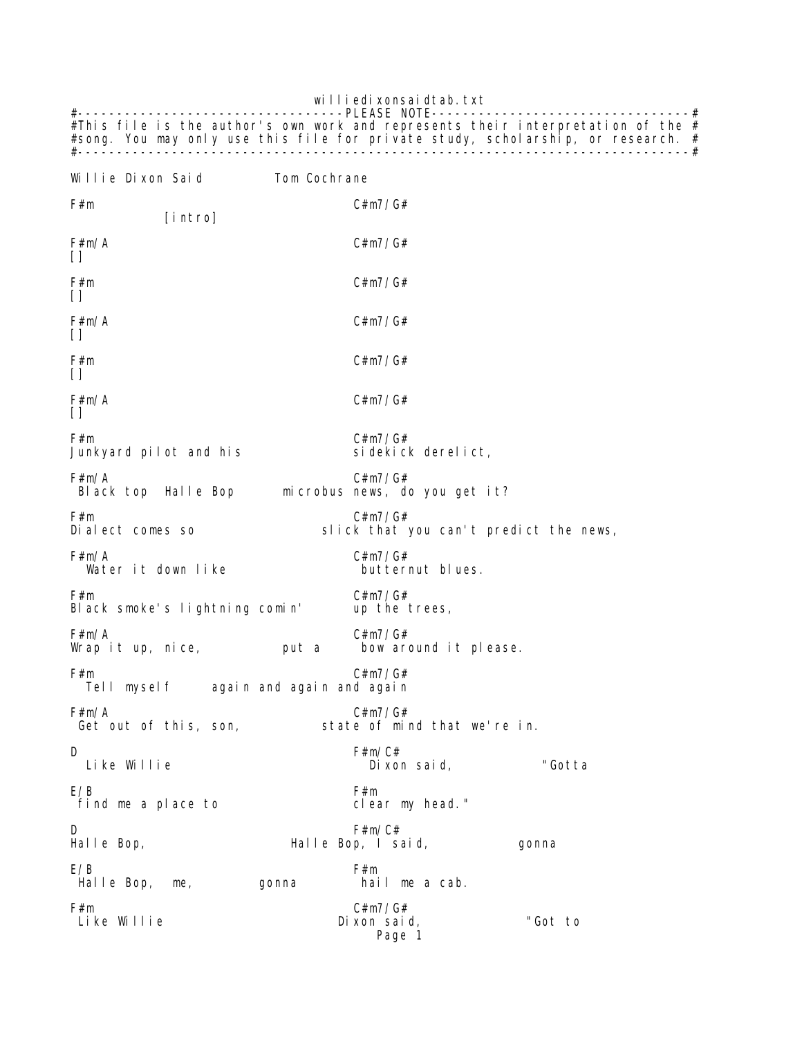```
                              williedixonsaidtab.txt
#----------------------------------PLEASE NOTE---------------------------------#
#This file is the author's own work and represents their interpretation of the #
#song. You may only use this file for private study, scholarship, or research. #
#------------------------------------------------------------------------------#

Willie Dixon Said          Tom Cochrane

F#m                                C#m7/G#
            [intro]

F#m/A                              C#m7/G#
[]

F#m                                C#m7/G#
[]

F#m/A                              C#m7/G#
[]

F#m                                C#m7/G#
[]

F#m/A                              C#m7/G#
[]

F#m                                C#m7/G#
Junkyard pilot and his             sidekick derelict,

F#m/A                              C#m7/G#
 Black top  Halle Bop       microbus news, do you get it?

F#m                                C#m7/G#
Dialect comes so               slick that you can't predict the news,

F#m/A                              C#m7/G#
  Water it down like                butternut blues.

F#m                                C#m7/G#
Black smoke's lightning comin'     up the trees,

F#m/A                              C#m7/G#
Wrap it up, nice,          put a     bow around it please.

F#m                                C#m7/G#
  Tell myself     again and again and again

F#m/A                              C#m7/G#
 Get out of this, son,          state of mind that we're in.

D                                  F#m/C#
  Like Willie                        Dixon said,           "Gotta

E/B                                F#m
 find me a place to                clear my head."

D                                  F#m/C#
Halle Bop,                 Halle Bop, I said,           gonna

E/B                                F#m
 Halle Bop,  me,         gonna       hail me a cab.

F#m                                C#m7/G#
 Like Willie                     Dixon said,             "Got to
```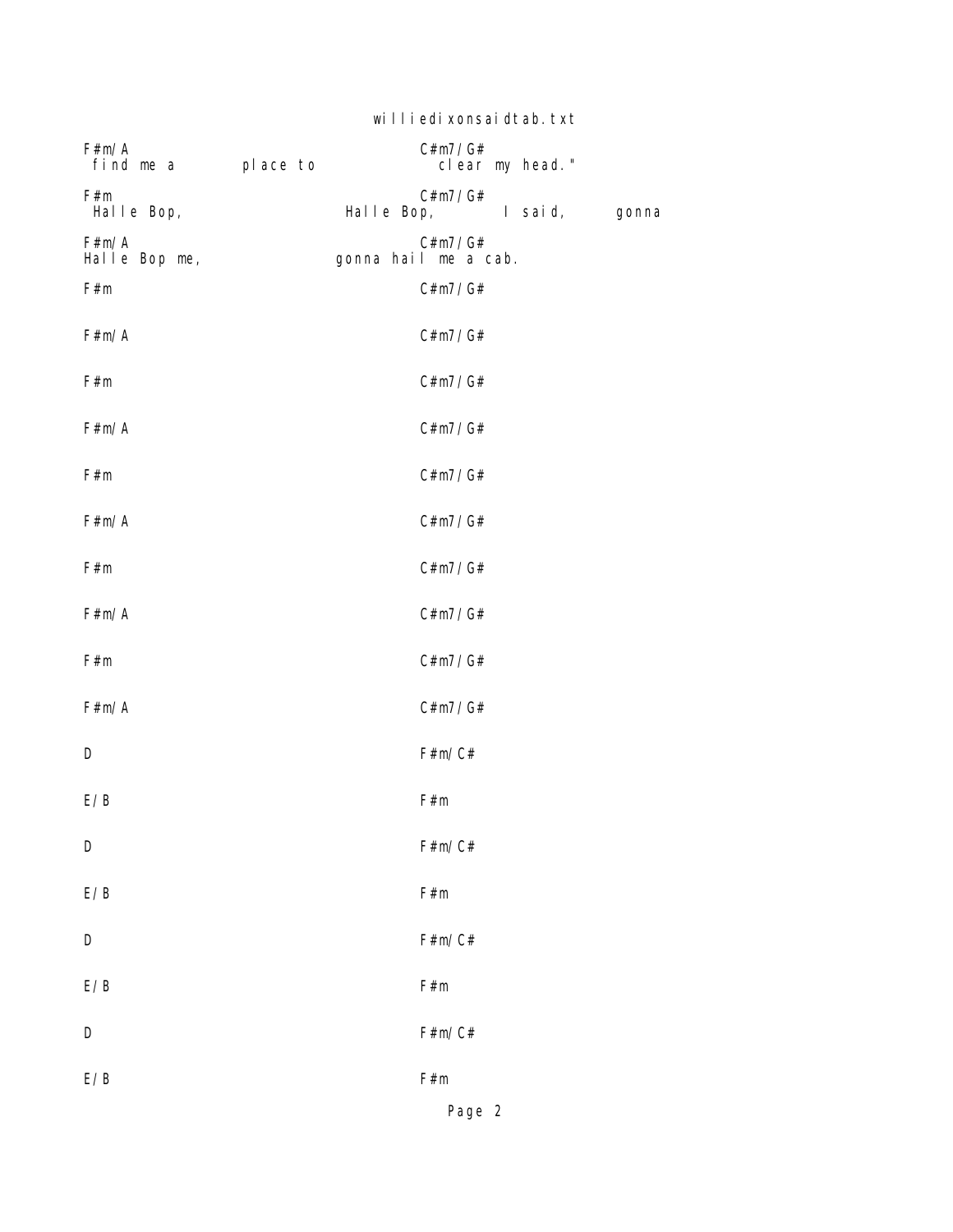```
F#m/A                                     C#m7/G#
 find me a        place to                  clear my head."

F#m                                       C#m7/G#
 Halle Bop,                    Halle Bop,          I said,       gonna

F#m/A                                     C#m7/G#
Halle Bop me,                 gonna hail me a cab.

F#m                                       C#m7/G#

F#m/A                                     C#m7/G#

F#m                                       C#m7/G#

F#m/A                                     C#m7/G#

F#m                                       C#m7/G#

F#m/A                                     C#m7/G#

F#m                                       C#m7/G#

F#m/A                                     C#m7/G#

F#m                                       C#m7/G#

F#m/A                                     C#m7/G#

D                                         F#m/C#

E/B                                       F#m

D                                         F#m/C#

E/B                                       F#m

D                                         F#m/C#

E/B                                       F#m

D                                         F#m/C#

E/B                                       F#m
```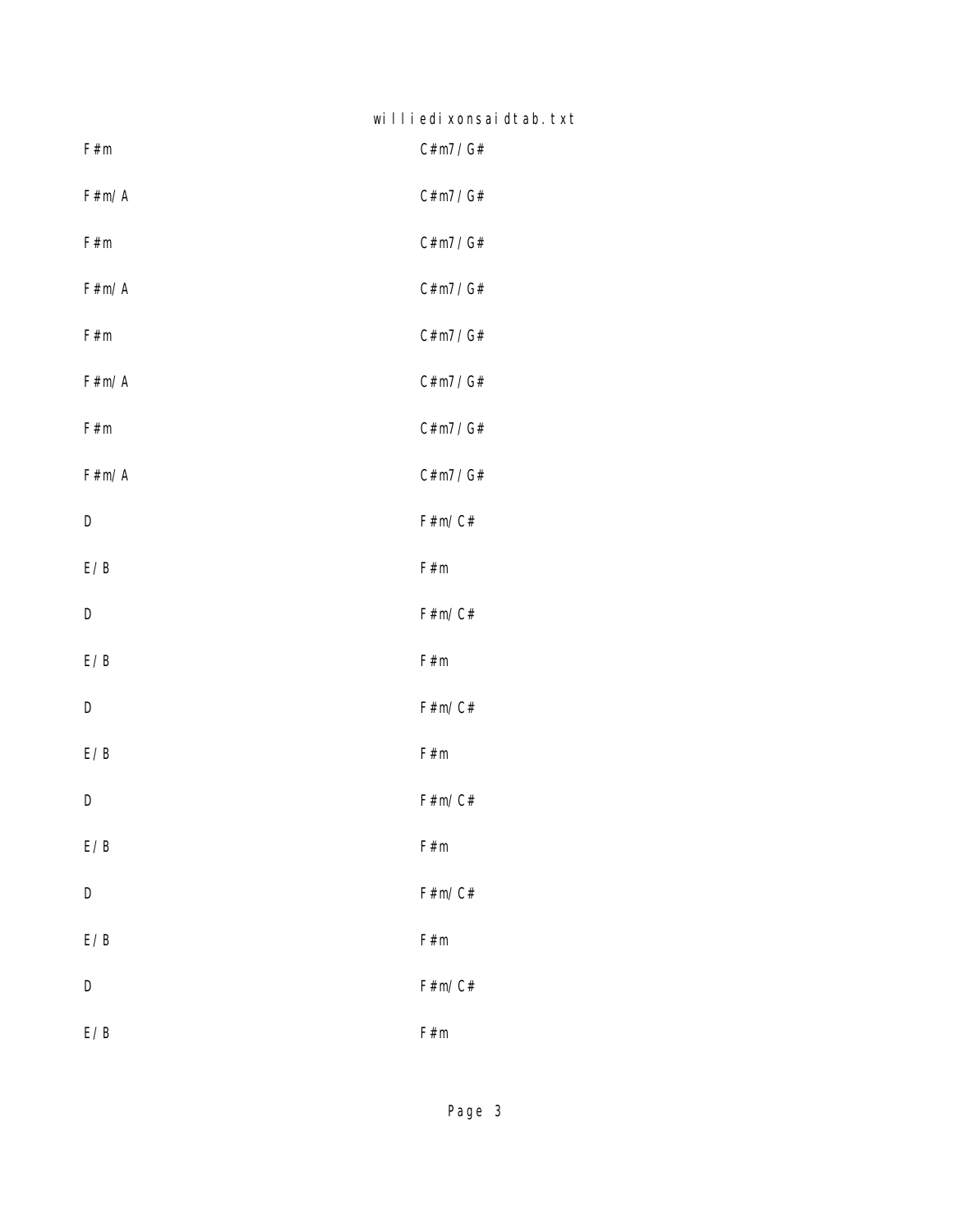```
F#m                                    C#m7/G#

F#m/A                                  C#m7/G#

F#m                                    C#m7/G#

F#m/A                                  C#m7/G#

F#m                                    C#m7/G#

F#m/A                                  C#m7/G#

F#m                                    C#m7/G#

F#m/A                                  C#m7/G#

D                                      F#m/C#

E/B                                    F#m

D                                      F#m/C#

E/B                                    F#m

D                                      F#m/C#

E/B                                    F#m

D                                      F#m/C#

E/B                                    F#m

D                                      F#m/C#

E/B                                    F#m

D                                      F#m/C#

E/B                                    F#m
```